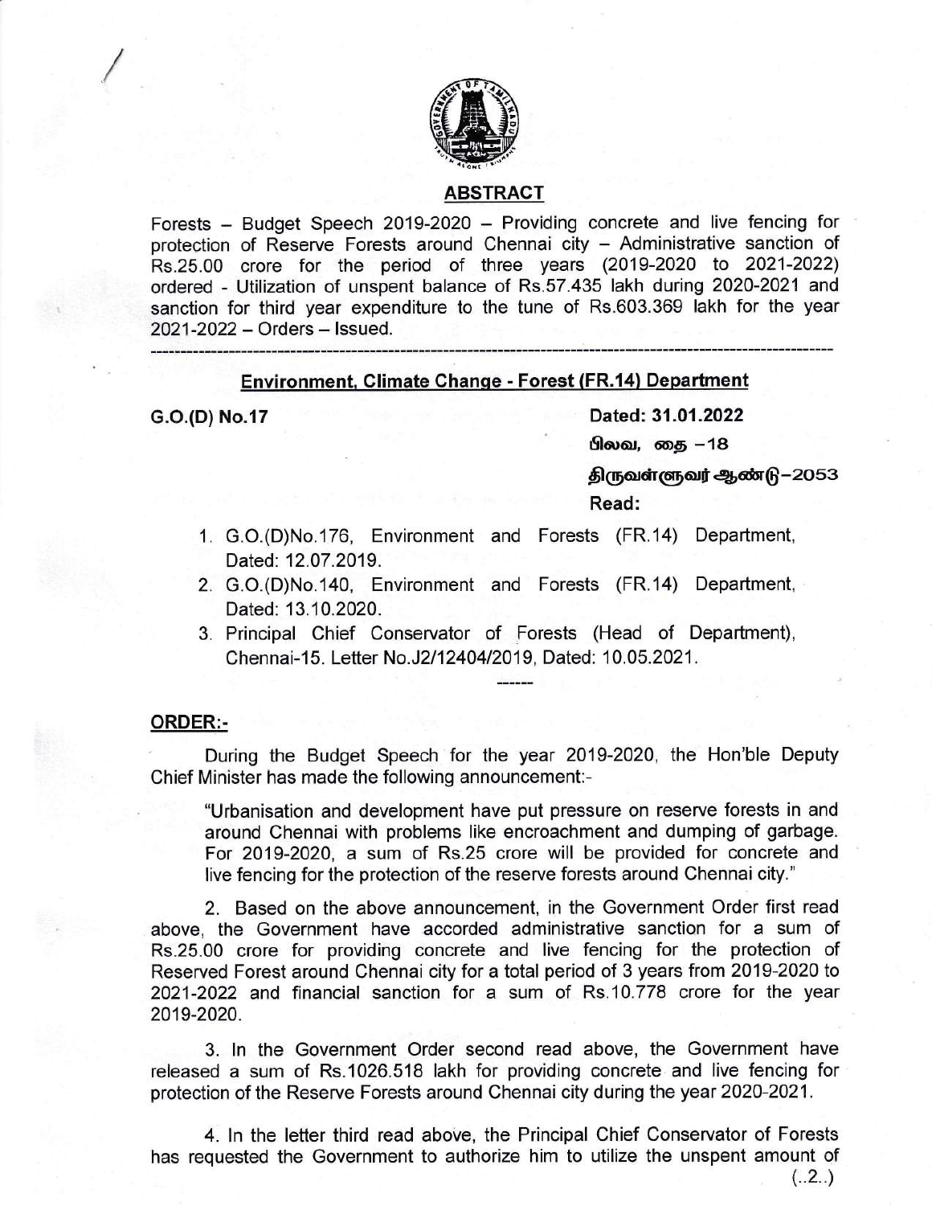## ABSTRACT

Forests – Budget Speech 2019-2020 – Providing concrete and live fencing for protection of Reserve Forests around Chennai city – Administrative sanction of Rs.25.00 crore for the period of three years (2019-2020 to 2021-2022) ordered - Utilization of unspent balance of Rs.57.435 lakh during 2020-2021 and sanction for third year expenditure to the tune of Rs.603.369 lakh for the year 2021-2022 – Orders – Issued.

---

## Environment, Climate Change - Forest (FR.14) Department

**G.O.(D) No.17** **Dated: 31.01.2022**

பிலவ, தை –18

திருவள்ளுவர் ஆண்டு–2053

**Read:**

1. G.O.(D)No.176, Environment and Forests (FR.14) Department, Dated: 12.07.2019.
2. G.O.(D)No.140, Environment and Forests (FR.14) Department, Dated: 13.10.2020.
3. Principal Chief Conservator of Forests (Head of Department), Chennai-15. Letter No.J2/12404/2019, Dated: 10.05.2021.

------

**ORDER:-**

During the Budget Speech for the year 2019-2020, the Hon'ble Deputy Chief Minister has made the following announcement:-

"Urbanisation and development have put pressure on reserve forests in and around Chennai with problems like encroachment and dumping of garbage. For 2019-2020, a sum of Rs.25 crore will be provided for concrete and live fencing for the protection of the reserve forests around Chennai city."

2. Based on the above announcement, in the Government Order first read above, the Government have accorded administrative sanction for a sum of Rs.25.00 crore for providing concrete and live fencing for the protection of Reserved Forest around Chennai city for a total period of 3 years from 2019-2020 to 2021-2022 and financial sanction for a sum of Rs.10.778 crore for the year 2019-2020.

3. In the Government Order second read above, the Government have released a sum of Rs.1026.518 lakh for providing concrete and live fencing for protection of the Reserve Forests around Chennai city during the year 2020-2021.

4. In the letter third read above, the Principal Chief Conservator of Forests has requested the Government to authorize him to utilize the unspent amount of

(..2..)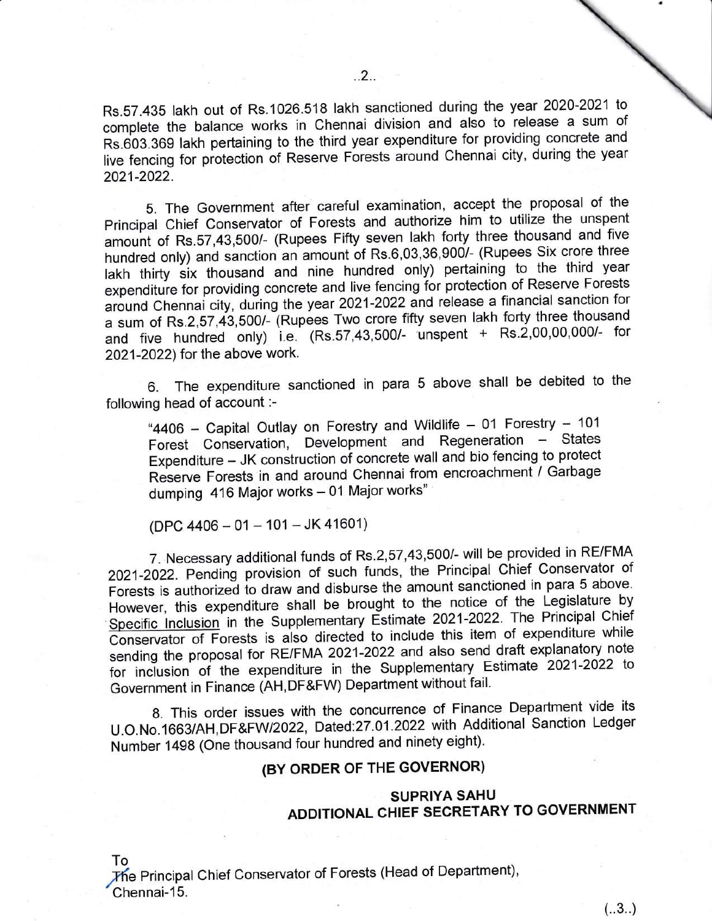Rs.57.435 lakh out of Rs.1026.518 lakh sanctioned during the year 2020-2021 to complete the balance works in Chennai division and also to release a sum of Rs.603.369 lakh pertaining to the third year expenditure for providing concrete and live fencing for protection of Reserve Forests around Chennai city, during the year 2021-2022.

5. The Government after careful examination, accept the proposal of the Principal Chief Conservator of Forests and authorize him to utilize the unspent amount of Rs.57,43,500/- (Rupees Fifty seven lakh forty three thousand and five hundred only) and sanction an amount of Rs.6,03,36,900/- (Rupees Six crore three lakh thirty six thousand and nine hundred only) pertaining to the third year expenditure for providing concrete and live fencing for protection of Reserve Forests around Chennai city, during the year 2021-2022 and release a financial sanction for a sum of Rs.2,57,43,500/- (Rupees Two crore fifty seven lakh forty three thousand and five hundred only) i.e. (Rs.57,43,500/- unspent + Rs.2,00,00,000/- for 2021-2022) for the above work.

6. The expenditure sanctioned in para 5 above shall be debited to the following head of account :-

"4406 – Capital Outlay on Forestry and Wildlife – 01 Forestry – 101 Forest Conservation, Development and Regeneration – States Expenditure – JK construction of concrete wall and bio fencing to protect Reserve Forests in and around Chennai from encroachment / Garbage dumping 416 Major works – 01 Major works"

(DPC 4406 – 01 – 101 – JK 41601)

7. Necessary additional funds of Rs.2,57,43,500/- will be provided in RE/FMA 2021-2022. Pending provision of such funds, the Principal Chief Conservator of Forests is authorized to draw and disburse the amount sanctioned in para 5 above. However, this expenditure shall be brought to the notice of the Legislature by Specific Inclusion in the Supplementary Estimate 2021-2022. The Principal Chief Conservator of Forests is also directed to include this item of expenditure while sending the proposal for RE/FMA 2021-2022 and also send draft explanatory note for inclusion of the expenditure in the Supplementary Estimate 2021-2022 to Government in Finance (AH,DF&FW) Department without fail.

8. This order issues with the concurrence of Finance Department vide its U.O.No.1663/AH,DF&FW/2022, Dated:27.01.2022 with Additional Sanction Ledger Number 1498 (One thousand four hundred and ninety eight).

**(BY ORDER OF THE GOVERNOR)**

**SUPRIYA SAHU**
**ADDITIONAL CHIEF SECRETARY TO GOVERNMENT**

To
The Principal Chief Conservator of Forests (Head of Department),
Chennai-15.

(..3..)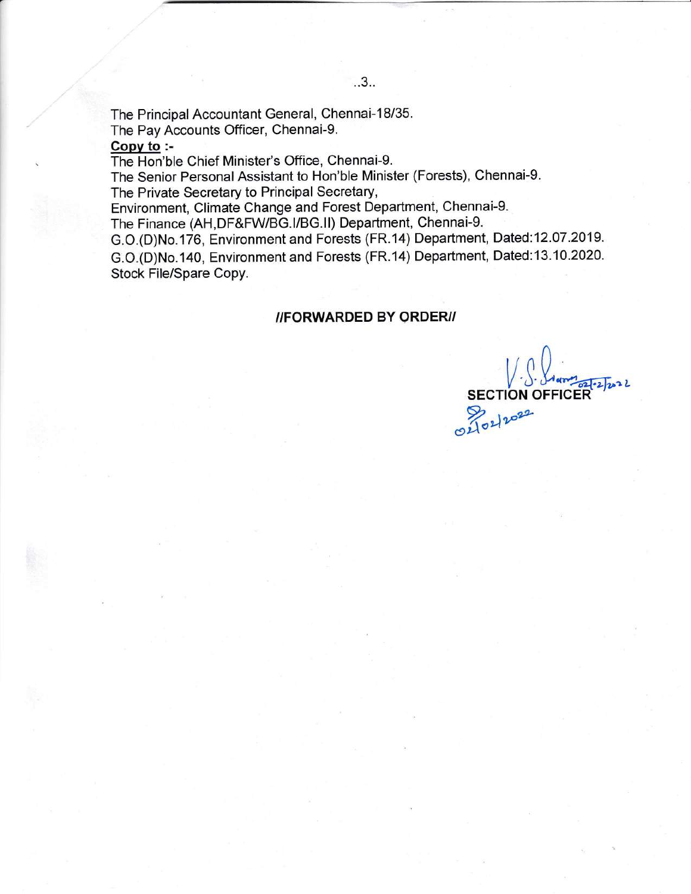The Principal Accountant General, Chennai-18/35.
The Pay Accounts Officer, Chennai-9.

**Copy to :-**

The Hon'ble Chief Minister's Office, Chennai-9.
The Senior Personal Assistant to Hon'ble Minister (Forests), Chennai-9.
The Private Secretary to Principal Secretary,
Environment, Climate Change and Forest Department, Chennai-9.
The Finance (AH,DF&FW/BG.I/BG.II) Department, Chennai-9.
G.O.(D)No.176, Environment and Forests (FR.14) Department, Dated:12.07.2019.
G.O.(D)No.140, Environment and Forests (FR.14) Department, Dated:13.10.2020.
Stock File/Spare Copy.

**//FORWARDED BY ORDER//**

02.2.2022

**SECTION OFFICER**

02/02/2022